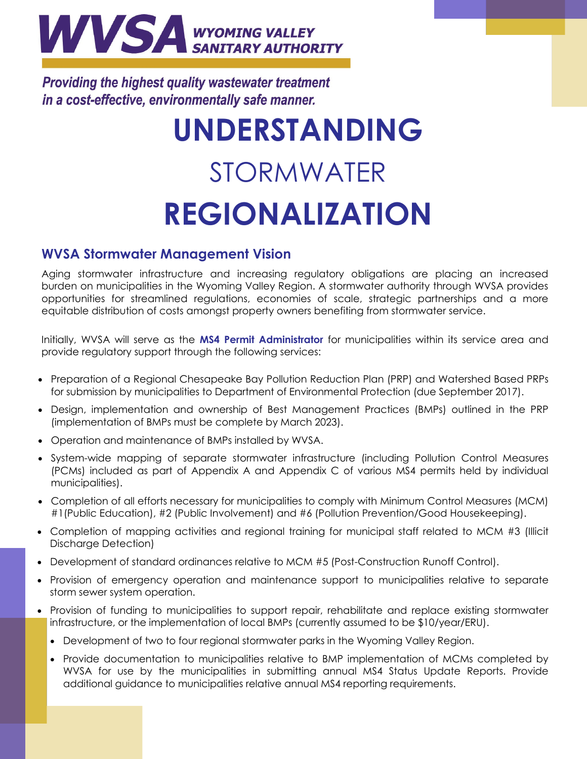**WVSA** WYOMING VALLEY SANITARY AUTHORITY

*Providing the highest quality wastewater treatment in a cost-effective, environmentally safe manner.*

# UNDERSTANDING STORMWATER REGIONALIZATION

## WVSA Stormwater Management Vision

Aging stormwater infrastructure and increasing regulatory obligations are placing an increased burden on municipalities in the Wyoming Valley Region. A stormwater authority through WVSA provides opportunities for streamlined regulations, economies of scale, strategic partnerships and a more equitable distribution of costs amongst property owners benefiting from stormwater service.

Initially, WVSA will serve as the **MS4 Permit Administrator** for municipalities within its service area and provide regulatory support through the following services:

- Preparation of a Regional Chesapeake Bay Pollution Reduction Plan (PRP) and Watershed Based PRPs for submission by municipalities to Department of Environmental Protection (due September 2017).
- Design, implementation and ownership of Best Management Practices (BMPs) outlined in the PRP (implementation of BMPs must be complete by March 2023).
- Operation and maintenance of BMPs installed by WVSA.
- System-wide mapping of separate stormwater infrastructure (including Pollution Control Measures (PCMs) included as part of Appendix A and Appendix C of various MS4 permits held by individual municipalities).
- Completion of all efforts necessary for municipalities to comply with Minimum Control Measures (MCM) #1(Public Education), #2 (Public Involvement) and #6 (Pollution Prevention/Good Housekeeping).
- Completion of mapping activities and regional training for municipal staff related to MCM #3 (Illicit Discharge Detection)
- Development of standard ordinances relative to MCM #5 (Post-Construction Runoff Control).
- Provision of emergency operation and maintenance support to municipalities relative to separate storm sewer system operation.
- Provision of funding to municipalities to support repair, rehabilitate and replace existing stormwater infrastructure, or the implementation of local BMPs (currently assumed to be $10/year/ERU).
  - Development of two to four regional stormwater parks in the Wyoming Valley Region.
  - Provide documentation to municipalities relative to BMP implementation of MCMs completed by WVSA for use by the municipalities in submitting annual MS4 Status Update Reports. Provide additional guidance to municipalities relative annual MS4 reporting requirements.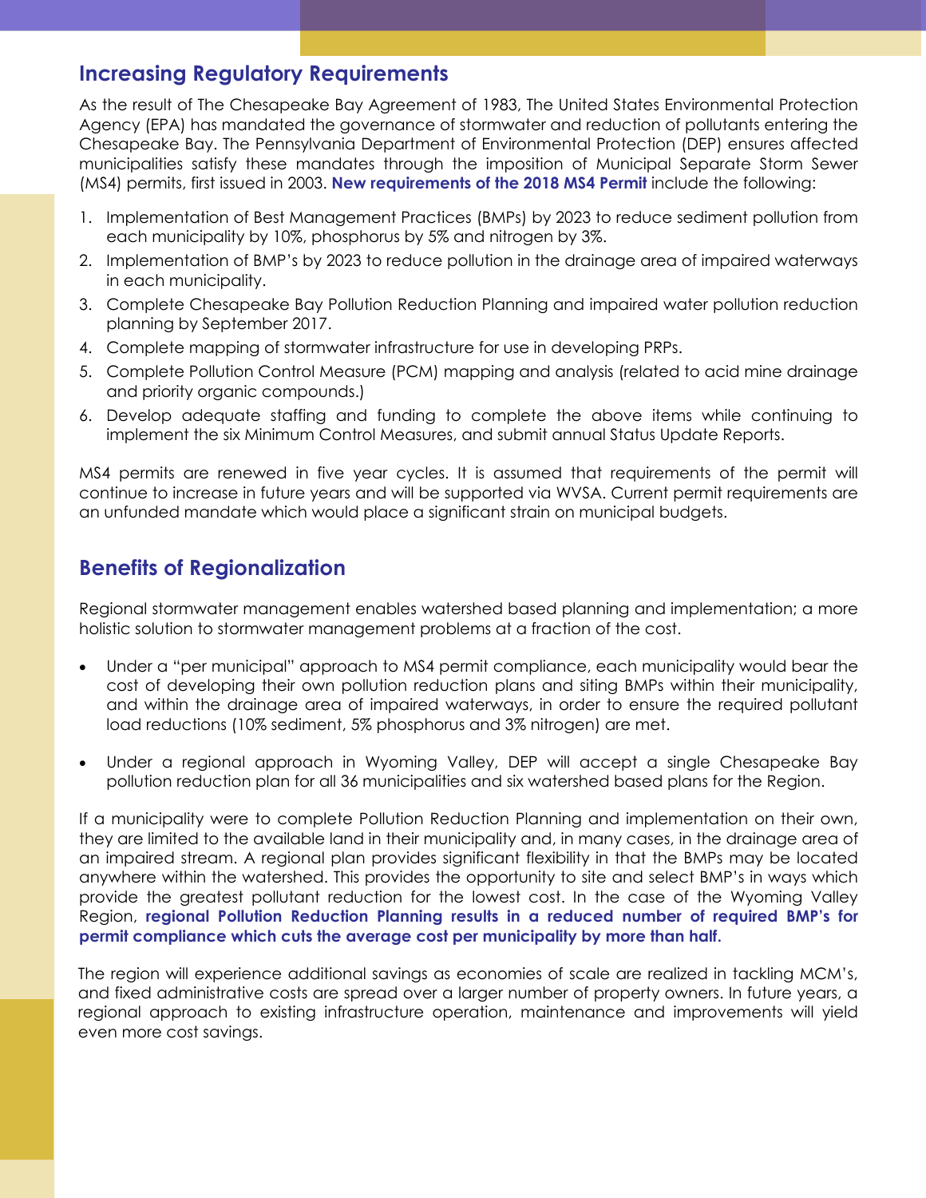## Increasing Regulatory Requirements

As the result of The Chesapeake Bay Agreement of 1983, The United States Environmental Protection Agency (EPA) has mandated the governance of stormwater and reduction of pollutants entering the Chesapeake Bay. The Pennsylvania Department of Environmental Protection (DEP) ensures affected municipalities satisfy these mandates through the imposition of Municipal Separate Storm Sewer (MS4) permits, first issued in 2003. **New requirements of the 2018 MS4 Permit** include the following:

1. Implementation of Best Management Practices (BMPs) by 2023 to reduce sediment pollution from each municipality by 10%, phosphorus by 5% and nitrogen by 3%.
2. Implementation of BMP's by 2023 to reduce pollution in the drainage area of impaired waterways in each municipality.
3. Complete Chesapeake Bay Pollution Reduction Planning and impaired water pollution reduction planning by September 2017.
4. Complete mapping of stormwater infrastructure for use in developing PRPs.
5. Complete Pollution Control Measure (PCM) mapping and analysis (related to acid mine drainage and priority organic compounds.)
6. Develop adequate staffing and funding to complete the above items while continuing to implement the six Minimum Control Measures, and submit annual Status Update Reports.

MS4 permits are renewed in five year cycles. It is assumed that requirements of the permit will continue to increase in future years and will be supported via WVSA. Current permit requirements are an unfunded mandate which would place a significant strain on municipal budgets.

## Benefits of Regionalization

Regional stormwater management enables watershed based planning and implementation; a more holistic solution to stormwater management problems at a fraction of the cost.

- Under a "per municipal" approach to MS4 permit compliance, each municipality would bear the cost of developing their own pollution reduction plans and siting BMPs within their municipality, and within the drainage area of impaired waterways, in order to ensure the required pollutant load reductions (10% sediment, 5% phosphorus and 3% nitrogen) are met.

- Under a regional approach in Wyoming Valley, DEP will accept a single Chesapeake Bay pollution reduction plan for all 36 municipalities and six watershed based plans for the Region.

If a municipality were to complete Pollution Reduction Planning and implementation on their own, they are limited to the available land in their municipality and, in many cases, in the drainage area of an impaired stream. A regional plan provides significant flexibility in that the BMPs may be located anywhere within the watershed. This provides the opportunity to site and select BMP's in ways which provide the greatest pollutant reduction for the lowest cost. In the case of the Wyoming Valley Region, **regional Pollution Reduction Planning results in a reduced number of required BMP's for permit compliance which cuts the average cost per municipality by more than half.**

The region will experience additional savings as economies of scale are realized in tackling MCM's, and fixed administrative costs are spread over a larger number of property owners. In future years, a regional approach to existing infrastructure operation, maintenance and improvements will yield even more cost savings.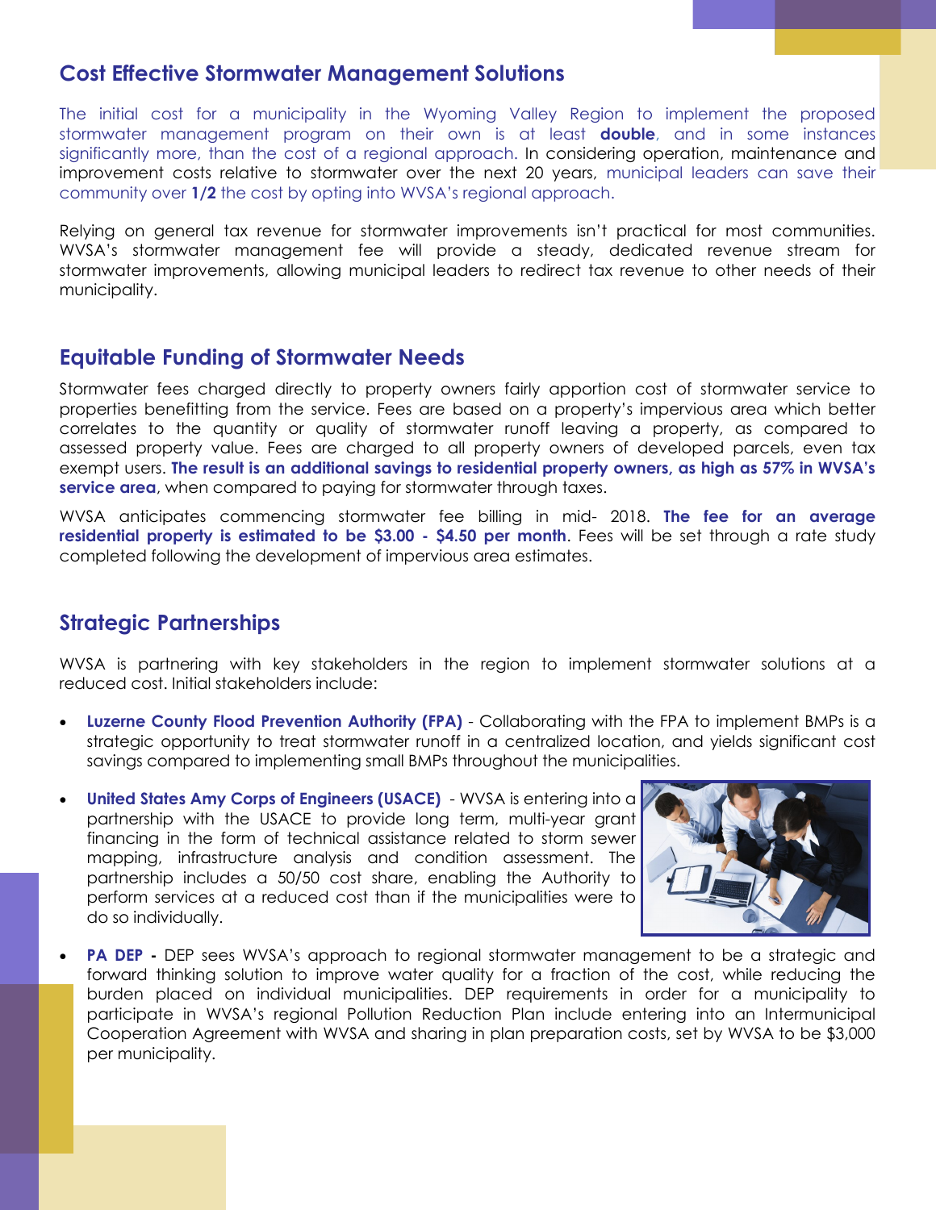## Cost Effective Stormwater Management Solutions

The initial cost for a municipality in the Wyoming Valley Region to implement the proposed stormwater management program on their own is at least **double**, and in some instances significantly more, than the cost of a regional approach. In considering operation, maintenance and improvement costs relative to stormwater over the next 20 years, municipal leaders can save their community over **1/2** the cost by opting into WVSA's regional approach.

Relying on general tax revenue for stormwater improvements isn't practical for most communities. WVSA's stormwater management fee will provide a steady, dedicated revenue stream for stormwater improvements, allowing municipal leaders to redirect tax revenue to other needs of their municipality.

## Equitable Funding of Stormwater Needs

Stormwater fees charged directly to property owners fairly apportion cost of stormwater service to properties benefitting from the service. Fees are based on a property's impervious area which better correlates to the quantity or quality of stormwater runoff leaving a property, as compared to assessed property value. Fees are charged to all property owners of developed parcels, even tax exempt users. **The result is an additional savings to residential property owners, as high as 57% in WVSA's service area**, when compared to paying for stormwater through taxes.

WVSA anticipates commencing stormwater fee billing in mid- 2018. **The fee for an average residential property is estimated to be $3.00 - $4.50 per month**. Fees will be set through a rate study completed following the development of impervious area estimates.

## Strategic Partnerships

WVSA is partnering with key stakeholders in the region to implement stormwater solutions at a reduced cost. Initial stakeholders include:

- **Luzerne County Flood Prevention Authority (FPA)** - Collaborating with the FPA to implement BMPs is a strategic opportunity to treat stormwater runoff in a centralized location, and yields significant cost savings compared to implementing small BMPs throughout the municipalities.
- **United States Amy Corps of Engineers (USACE)** - WVSA is entering into a partnership with the USACE to provide long term, multi-year grant financing in the form of technical assistance related to storm sewer mapping, infrastructure analysis and condition assessment. The partnership includes a 50/50 cost share, enabling the Authority to perform services at a reduced cost than if the municipalities were to do so individually.
- **PA DEP -** DEP sees WVSA's approach to regional stormwater management to be a strategic and forward thinking solution to improve water quality for a fraction of the cost, while reducing the burden placed on individual municipalities. DEP requirements in order for a municipality to participate in WVSA's regional Pollution Reduction Plan include entering into an Intermunicipal Cooperation Agreement with WVSA and sharing in plan preparation costs, set by WVSA to be $3,000 per municipality.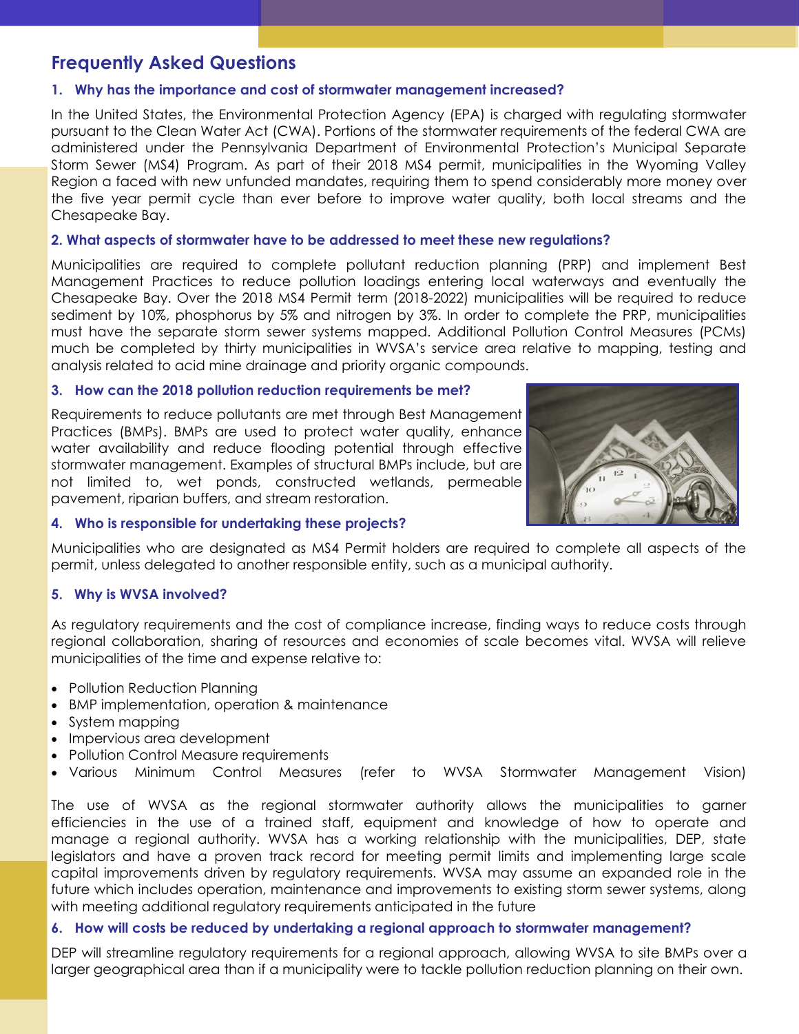## Frequently Asked Questions

### 1. Why has the importance and cost of stormwater management increased?

In the United States, the Environmental Protection Agency (EPA) is charged with regulating stormwater pursuant to the Clean Water Act (CWA). Portions of the stormwater requirements of the federal CWA are administered under the Pennsylvania Department of Environmental Protection's Municipal Separate Storm Sewer (MS4) Program. As part of their 2018 MS4 permit, municipalities in the Wyoming Valley Region a faced with new unfunded mandates, requiring them to spend considerably more money over the five year permit cycle than ever before to improve water quality, both local streams and the Chesapeake Bay.

### 2. What aspects of stormwater have to be addressed to meet these new regulations?

Municipalities are required to complete pollutant reduction planning (PRP) and implement Best Management Practices to reduce pollution loadings entering local waterways and eventually the Chesapeake Bay. Over the 2018 MS4 Permit term (2018-2022) municipalities will be required to reduce sediment by 10%, phosphorus by 5% and nitrogen by 3%. In order to complete the PRP, municipalities must have the separate storm sewer systems mapped. Additional Pollution Control Measures (PCMs) much be completed by thirty municipalities in WVSA's service area relative to mapping, testing and analysis related to acid mine drainage and priority organic compounds.

### 3. How can the 2018 pollution reduction requirements be met?

Requirements to reduce pollutants are met through Best Management Practices (BMPs). BMPs are used to protect water quality, enhance water availability and reduce flooding potential through effective stormwater management. Examples of structural BMPs include, but are not limited to, wet ponds, constructed wetlands, permeable pavement, riparian buffers, and stream restoration.

### 4. Who is responsible for undertaking these projects?

Municipalities who are designated as MS4 Permit holders are required to complete all aspects of the permit, unless delegated to another responsible entity, such as a municipal authority.

### 5. Why is WVSA involved?

As regulatory requirements and the cost of compliance increase, finding ways to reduce costs through regional collaboration, sharing of resources and economies of scale becomes vital. WVSA will relieve municipalities of the time and expense relative to:

- Pollution Reduction Planning
- BMP implementation, operation & maintenance
- System mapping
- Impervious area development
- Pollution Control Measure requirements
- Various Minimum Control Measures (refer to WVSA Stormwater Management Vision)

The use of WVSA as the regional stormwater authority allows the municipalities to garner efficiencies in the use of a trained staff, equipment and knowledge of how to operate and manage a regional authority. WVSA has a working relationship with the municipalities, DEP, state legislators and have a proven track record for meeting permit limits and implementing large scale capital improvements driven by regulatory requirements. WVSA may assume an expanded role in the future which includes operation, maintenance and improvements to existing storm sewer systems, along with meeting additional regulatory requirements anticipated in the future

### 6. How will costs be reduced by undertaking a regional approach to stormwater management?

DEP will streamline regulatory requirements for a regional approach, allowing WVSA to site BMPs over a larger geographical area than if a municipality were to tackle pollution reduction planning on their own.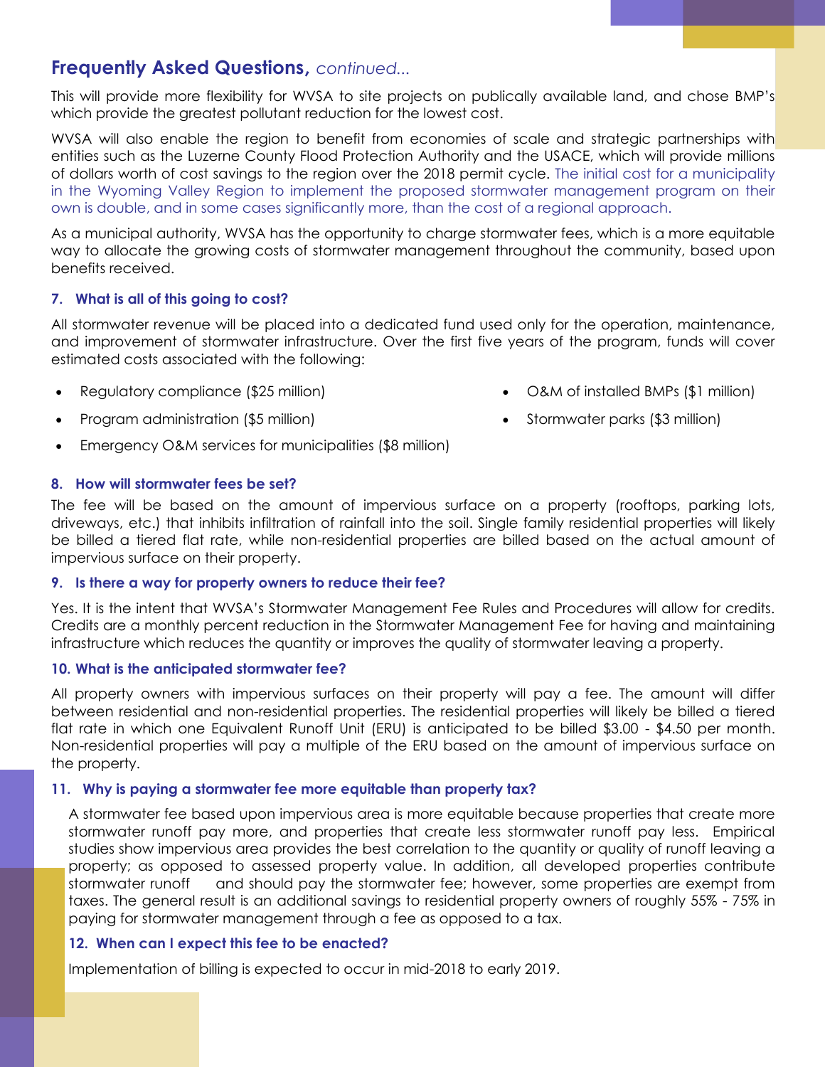## **Frequently Asked Questions,** *continued...*

This will provide more flexibility for WVSA to site projects on publically available land, and chose BMP's which provide the greatest pollutant reduction for the lowest cost.

WVSA will also enable the region to benefit from economies of scale and strategic partnerships with entities such as the Luzerne County Flood Protection Authority and the USACE, which will provide millions of dollars worth of cost savings to the region over the 2018 permit cycle. The initial cost for a municipality in the Wyoming Valley Region to implement the proposed stormwater management program on their own is double, and in some cases significantly more, than the cost of a regional approach.

As a municipal authority, WVSA has the opportunity to charge stormwater fees, which is a more equitable way to allocate the growing costs of stormwater management throughout the community, based upon benefits received.

### 7. What is all of this going to cost?

All stormwater revenue will be placed into a dedicated fund used only for the operation, maintenance, and improvement of stormwater infrastructure. Over the first five years of the program, funds will cover estimated costs associated with the following:

- Regulatory compliance ($25 million)
- Program administration ($5 million)
- Emergency O&M services for municipalities ($8 million)
- O&M of installed BMPs ($1 million)
- Stormwater parks ($3 million)

### 8. How will stormwater fees be set?

The fee will be based on the amount of impervious surface on a property (rooftops, parking lots, driveways, etc.) that inhibits infiltration of rainfall into the soil. Single family residential properties will likely be billed a tiered flat rate, while non-residential properties are billed based on the actual amount of impervious surface on their property.

### 9. Is there a way for property owners to reduce their fee?

Yes. It is the intent that WVSA's Stormwater Management Fee Rules and Procedures will allow for credits. Credits are a monthly percent reduction in the Stormwater Management Fee for having and maintaining infrastructure which reduces the quantity or improves the quality of stormwater leaving a property.

### 10. What is the anticipated stormwater fee?

All property owners with impervious surfaces on their property will pay a fee. The amount will differ between residential and non-residential properties. The residential properties will likely be billed a tiered flat rate in which one Equivalent Runoff Unit (ERU) is anticipated to be billed $3.00 - $4.50 per month. Non-residential properties will pay a multiple of the ERU based on the amount of impervious surface on the property.

### 11. Why is paying a stormwater fee more equitable than property tax?

A stormwater fee based upon impervious area is more equitable because properties that create more stormwater runoff pay more, and properties that create less stormwater runoff pay less. Empirical studies show impervious area provides the best correlation to the quantity or quality of runoff leaving a property; as opposed to assessed property value. In addition, all developed properties contribute stormwater runoff and should pay the stormwater fee; however, some properties are exempt from taxes. The general result is an additional savings to residential property owners of roughly 55% - 75% in paying for stormwater management through a fee as opposed to a tax.

### 12. When can I expect this fee to be enacted?

Implementation of billing is expected to occur in mid-2018 to early 2019.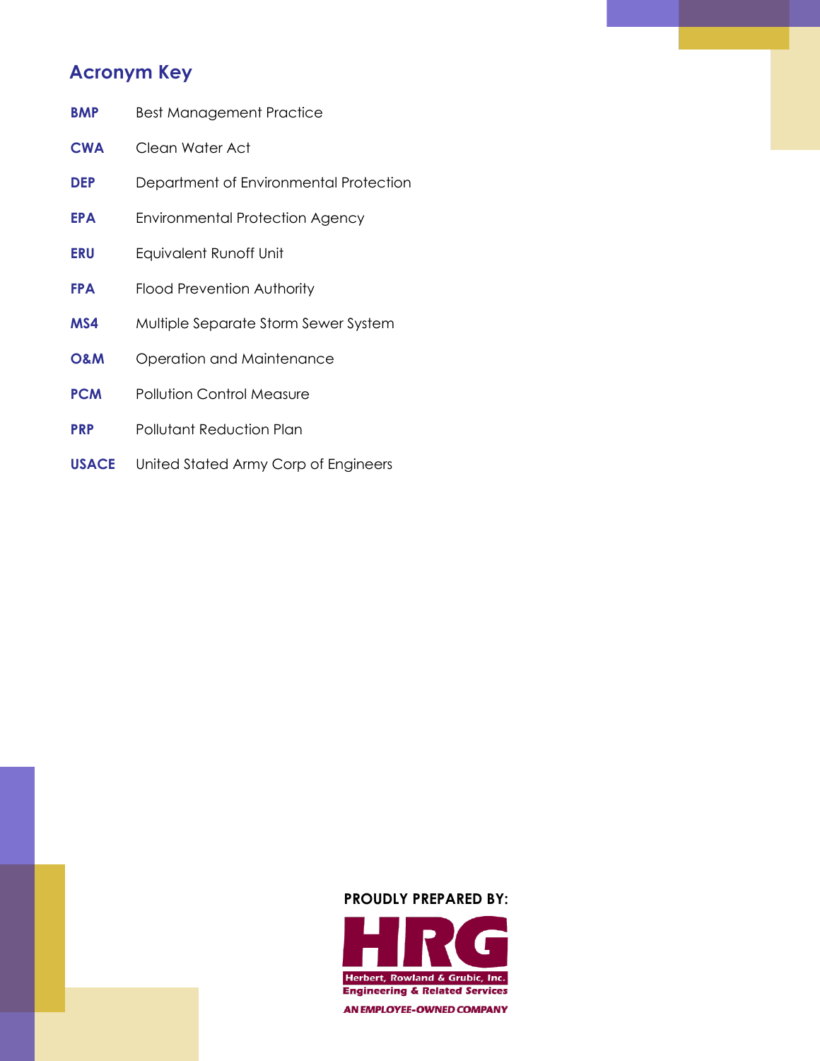## Acronym Key

| | |
|---|---|
| **BMP** | Best Management Practice |
| **CWA** | Clean Water Act |
| **DEP** | Department of Environmental Protection |
| **EPA** | Environmental Protection Agency |
| **ERU** | Equivalent Runoff Unit |
| **FPA** | Flood Prevention Authority |
| **MS4** | Multiple Separate Storm Sewer System |
| **O&M** | Operation and Maintenance |
| **PCM** | Pollution Control Measure |
| **PRP** | Pollutant Reduction Plan |
| **USACE** | United Stated Army Corp of Engineers |

**PROUDLY PREPARED BY:**

HRG

Herbert, Rowland & Grubic, Inc.
Engineering & Related Services

AN EMPLOYEE-OWNED COMPANY